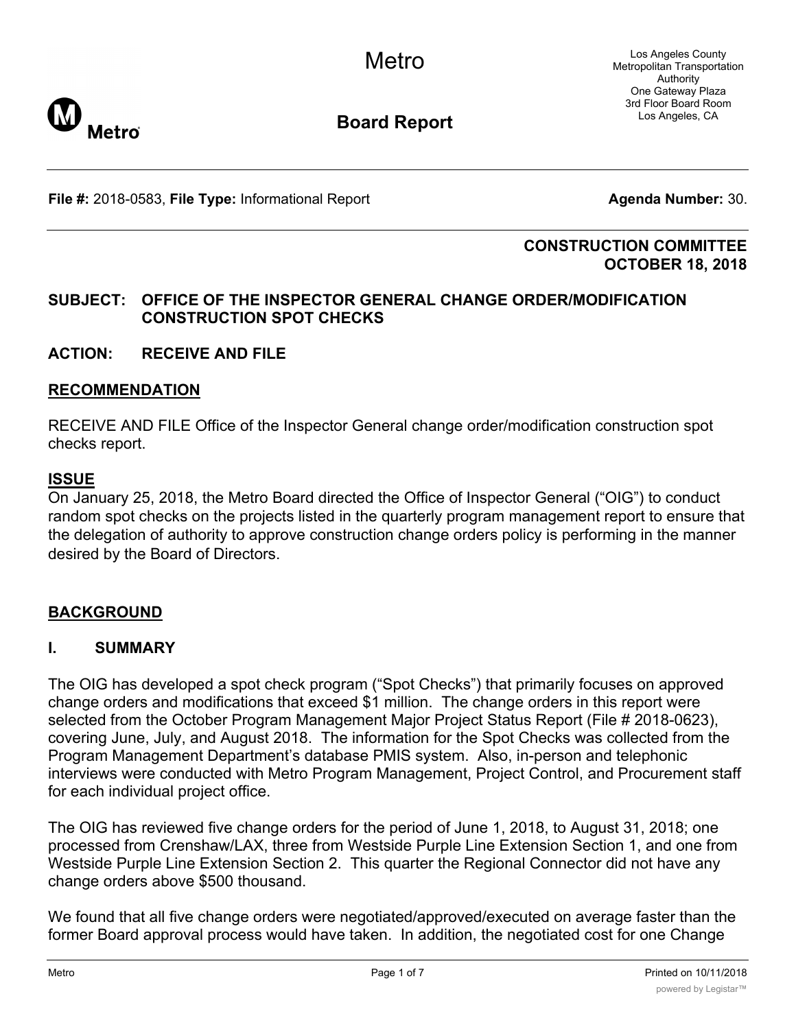# Metro

## Board Report

Los Angeles County Metropolitan Transportation Authority
One Gateway Plaza
3rd Floor Board Room
Los Angeles, CA

**File #:** 2018-0583, **File Type:** Informational Report **Agenda Number:** 30.

**CONSTRUCTION COMMITTEE**
**OCTOBER 18, 2018**

**SUBJECT: OFFICE OF THE INSPECTOR GENERAL CHANGE ORDER/MODIFICATION CONSTRUCTION SPOT CHECKS**

**ACTION: RECEIVE AND FILE**

## RECOMMENDATION

RECEIVE AND FILE Office of the Inspector General change order/modification construction spot checks report.

## ISSUE

On January 25, 2018, the Metro Board directed the Office of Inspector General ("OIG") to conduct random spot checks on the projects listed in the quarterly program management report to ensure that the delegation of authority to approve construction change orders policy is performing in the manner desired by the Board of Directors.

## BACKGROUND

### I. SUMMARY

The OIG has developed a spot check program ("Spot Checks") that primarily focuses on approved change orders and modifications that exceed $1 million. The change orders in this report were selected from the October Program Management Major Project Status Report (File # 2018-0623), covering June, July, and August 2018. The information for the Spot Checks was collected from the Program Management Department's database PMIS system. Also, in-person and telephonic interviews were conducted with Metro Program Management, Project Control, and Procurement staff for each individual project office.

The OIG has reviewed five change orders for the period of June 1, 2018, to August 31, 2018; one processed from Crenshaw/LAX, three from Westside Purple Line Extension Section 1, and one from Westside Purple Line Extension Section 2. This quarter the Regional Connector did not have any change orders above $500 thousand.

We found that all five change orders were negotiated/approved/executed on average faster than the former Board approval process would have taken. In addition, the negotiated cost for one Change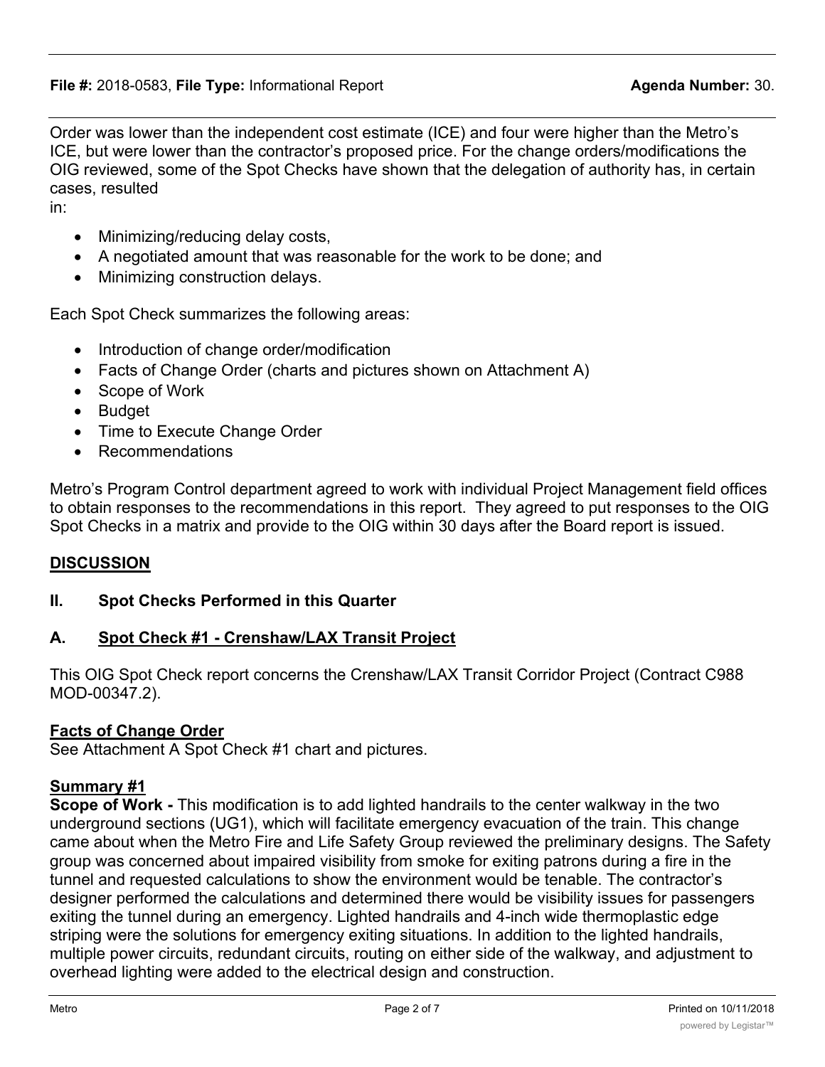Order was lower than the independent cost estimate (ICE) and four were higher than the Metro's ICE, but were lower than the contractor's proposed price. For the change orders/modifications the OIG reviewed, some of the Spot Checks have shown that the delegation of authority has, in certain cases, resulted in:

- Minimizing/reducing delay costs,
- A negotiated amount that was reasonable for the work to be done; and
- Minimizing construction delays.

Each Spot Check summarizes the following areas:

- Introduction of change order/modification
- Facts of Change Order (charts and pictures shown on Attachment A)
- Scope of Work
- Budget
- Time to Execute Change Order
- Recommendations

Metro's Program Control department agreed to work with individual Project Management field offices to obtain responses to the recommendations in this report. They agreed to put responses to the OIG Spot Checks in a matrix and provide to the OIG within 30 days after the Board report is issued.

## DISCUSSION

### II. Spot Checks Performed in this Quarter

### A. Spot Check #1 - Crenshaw/LAX Transit Project

This OIG Spot Check report concerns the Crenshaw/LAX Transit Corridor Project (Contract C988 MOD-00347.2).

**Facts of Change Order**
See Attachment A Spot Check #1 chart and pictures.

**Summary #1**
**Scope of Work -** This modification is to add lighted handrails to the center walkway in the two underground sections (UG1), which will facilitate emergency evacuation of the train. This change came about when the Metro Fire and Life Safety Group reviewed the preliminary designs. The Safety group was concerned about impaired visibility from smoke for exiting patrons during a fire in the tunnel and requested calculations to show the environment would be tenable. The contractor's designer performed the calculations and determined there would be visibility issues for passengers exiting the tunnel during an emergency. Lighted handrails and 4-inch wide thermoplastic edge striping were the solutions for emergency exiting situations. In addition to the lighted handrails, multiple power circuits, redundant circuits, routing on either side of the walkway, and adjustment to overhead lighting were added to the electrical design and construction.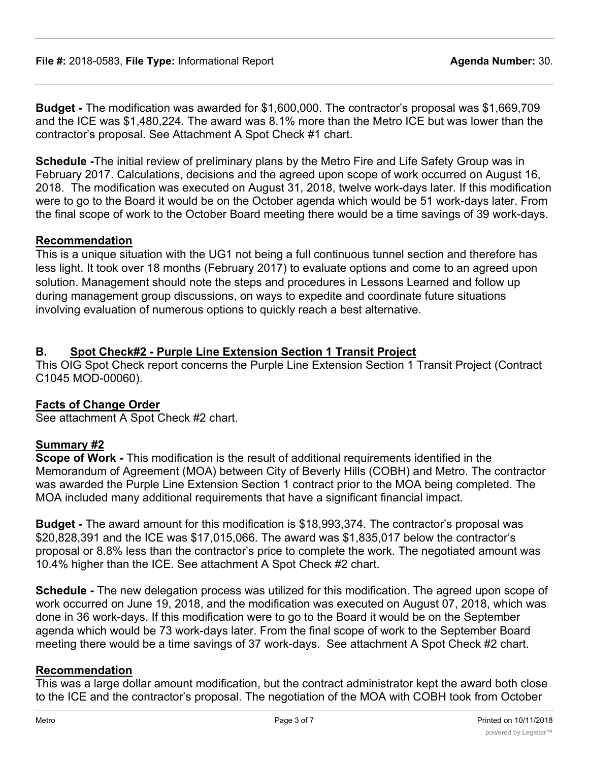**Budget -** The modification was awarded for $1,600,000. The contractor's proposal was $1,669,709 and the ICE was $1,480,224. The award was 8.1% more than the Metro ICE but was lower than the contractor's proposal. See Attachment A Spot Check #1 chart.

**Schedule -**The initial review of preliminary plans by the Metro Fire and Life Safety Group was in February 2017. Calculations, decisions and the agreed upon scope of work occurred on August 16, 2018. The modification was executed on August 31, 2018, twelve work-days later. If this modification were to go to the Board it would be on the October agenda which would be 51 work-days later. From the final scope of work to the October Board meeting there would be a time savings of 39 work-days.

**Recommendation**

This is a unique situation with the UG1 not being a full continuous tunnel section and therefore has less light. It took over 18 months (February 2017) to evaluate options and come to an agreed upon solution. Management should note the steps and procedures in Lessons Learned and follow up during management group discussions, on ways to expedite and coordinate future situations involving evaluation of numerous options to quickly reach a best alternative.

## B. Spot Check#2 - Purple Line Extension Section 1 Transit Project

This OIG Spot Check report concerns the Purple Line Extension Section 1 Transit Project (Contract C1045 MOD-00060).

**Facts of Change Order**

See attachment A Spot Check #2 chart.

**Summary #2**

**Scope of Work -** This modification is the result of additional requirements identified in the Memorandum of Agreement (MOA) between City of Beverly Hills (COBH) and Metro. The contractor was awarded the Purple Line Extension Section 1 contract prior to the MOA being completed. The MOA included many additional requirements that have a significant financial impact.

**Budget -** The award amount for this modification is $18,993,374. The contractor's proposal was $20,828,391 and the ICE was $17,015,066. The award was $1,835,017 below the contractor's proposal or 8.8% less than the contractor's price to complete the work. The negotiated amount was 10.4% higher than the ICE. See attachment A Spot Check #2 chart.

**Schedule -** The new delegation process was utilized for this modification. The agreed upon scope of work occurred on June 19, 2018, and the modification was executed on August 07, 2018, which was done in 36 work-days. If this modification were to go to the Board it would be on the September agenda which would be 73 work-days later. From the final scope of work to the September Board meeting there would be a time savings of 37 work-days. See attachment A Spot Check #2 chart.

**Recommendation**

This was a large dollar amount modification, but the contract administrator kept the award both close to the ICE and the contractor's proposal. The negotiation of the MOA with COBH took from October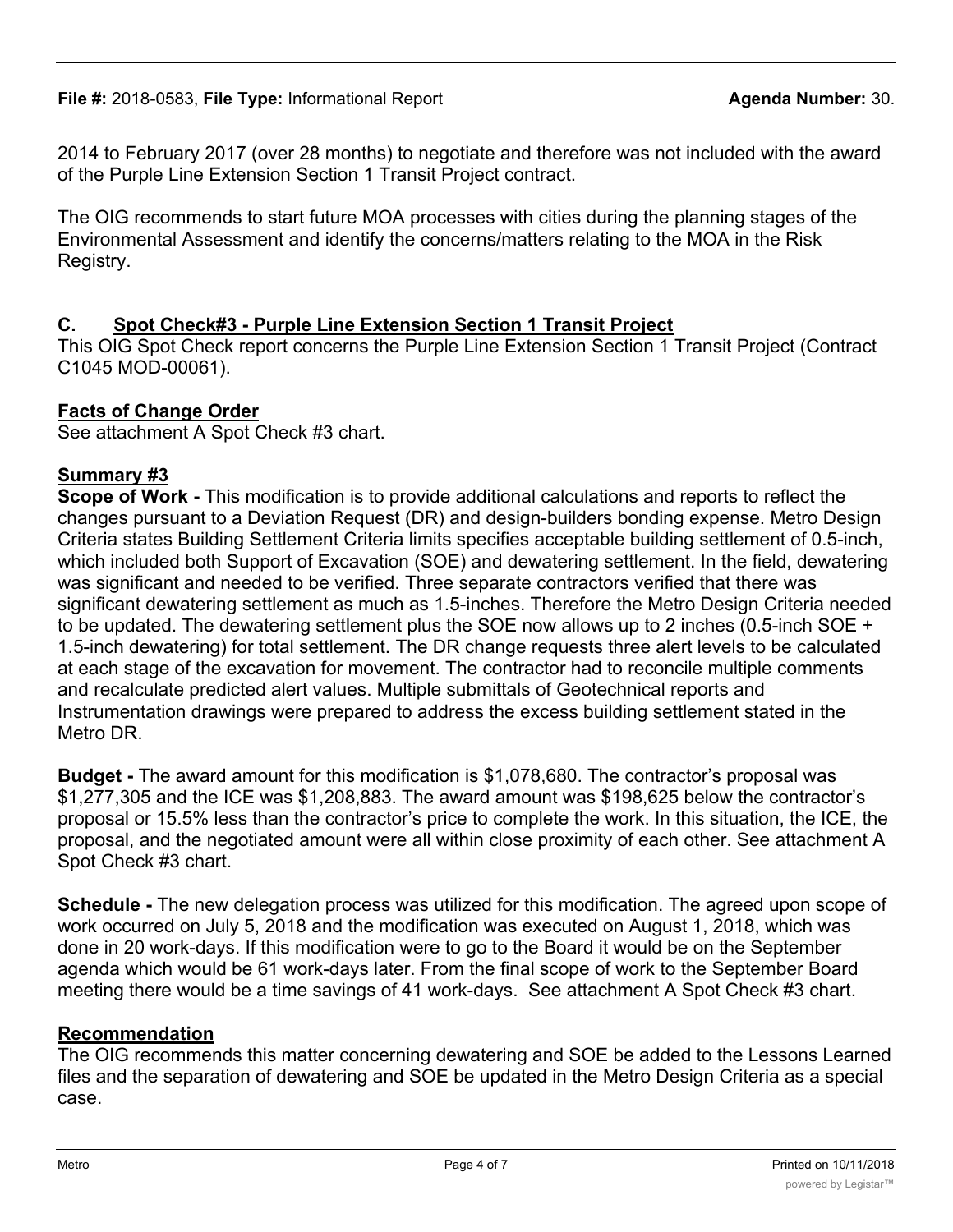2014 to February 2017 (over 28 months) to negotiate and therefore was not included with the award of the Purple Line Extension Section 1 Transit Project contract.

The OIG recommends to start future MOA processes with cities during the planning stages of the Environmental Assessment and identify the concerns/matters relating to the MOA in the Risk Registry.

## C. Spot Check#3 - Purple Line Extension Section 1 Transit Project

This OIG Spot Check report concerns the Purple Line Extension Section 1 Transit Project (Contract C1045 MOD-00061).

### Facts of Change Order

See attachment A Spot Check #3 chart.

### Summary #3

**Scope of Work -** This modification is to provide additional calculations and reports to reflect the changes pursuant to a Deviation Request (DR) and design-builders bonding expense. Metro Design Criteria states Building Settlement Criteria limits specifies acceptable building settlement of 0.5-inch, which included both Support of Excavation (SOE) and dewatering settlement. In the field, dewatering was significant and needed to be verified. Three separate contractors verified that there was significant dewatering settlement as much as 1.5-inches. Therefore the Metro Design Criteria needed to be updated. The dewatering settlement plus the SOE now allows up to 2 inches (0.5-inch SOE + 1.5-inch dewatering) for total settlement. The DR change requests three alert levels to be calculated at each stage of the excavation for movement. The contractor had to reconcile multiple comments and recalculate predicted alert values. Multiple submittals of Geotechnical reports and Instrumentation drawings were prepared to address the excess building settlement stated in the Metro DR.

**Budget -** The award amount for this modification is $1,078,680. The contractor's proposal was $1,277,305 and the ICE was $1,208,883. The award amount was $198,625 below the contractor's proposal or 15.5% less than the contractor's price to complete the work. In this situation, the ICE, the proposal, and the negotiated amount were all within close proximity of each other. See attachment A Spot Check #3 chart.

**Schedule -** The new delegation process was utilized for this modification. The agreed upon scope of work occurred on July 5, 2018 and the modification was executed on August 1, 2018, which was done in 20 work-days. If this modification were to go to the Board it would be on the September agenda which would be 61 work-days later. From the final scope of work to the September Board meeting there would be a time savings of 41 work-days. See attachment A Spot Check #3 chart.

### Recommendation

The OIG recommends this matter concerning dewatering and SOE be added to the Lessons Learned files and the separation of dewatering and SOE be updated in the Metro Design Criteria as a special case.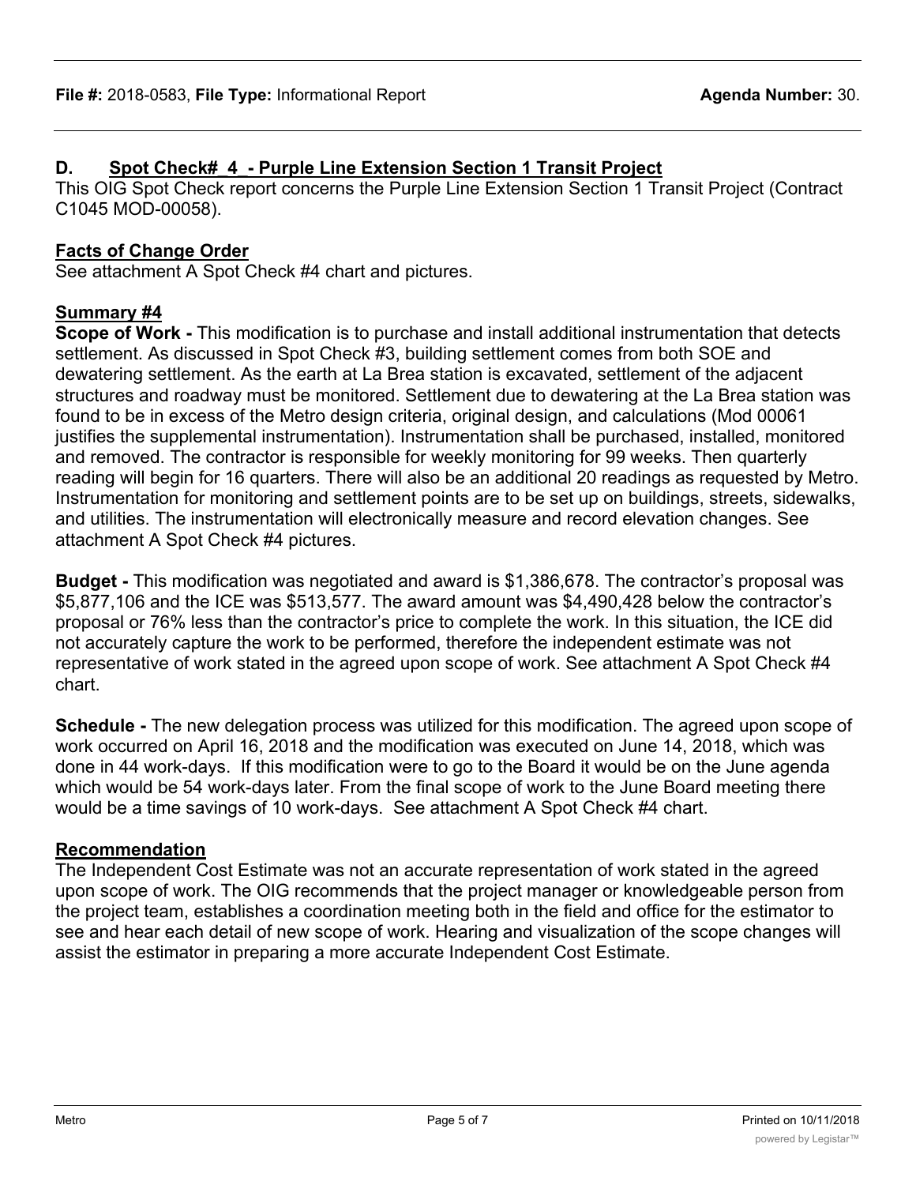## D. Spot Check# 4 - Purple Line Extension Section 1 Transit Project

This OIG Spot Check report concerns the Purple Line Extension Section 1 Transit Project (Contract C1045 MOD-00058).

### Facts of Change Order

See attachment A Spot Check #4 chart and pictures.

### Summary #4

**Scope of Work -** This modification is to purchase and install additional instrumentation that detects settlement. As discussed in Spot Check #3, building settlement comes from both SOE and dewatering settlement. As the earth at La Brea station is excavated, settlement of the adjacent structures and roadway must be monitored. Settlement due to dewatering at the La Brea station was found to be in excess of the Metro design criteria, original design, and calculations (Mod 00061 justifies the supplemental instrumentation). Instrumentation shall be purchased, installed, monitored and removed. The contractor is responsible for weekly monitoring for 99 weeks. Then quarterly reading will begin for 16 quarters. There will also be an additional 20 readings as requested by Metro. Instrumentation for monitoring and settlement points are to be set up on buildings, streets, sidewalks, and utilities. The instrumentation will electronically measure and record elevation changes. See attachment A Spot Check #4 pictures.

**Budget -** This modification was negotiated and award is $1,386,678. The contractor's proposal was $5,877,106 and the ICE was $513,577. The award amount was $4,490,428 below the contractor's proposal or 76% less than the contractor's price to complete the work. In this situation, the ICE did not accurately capture the work to be performed, therefore the independent estimate was not representative of work stated in the agreed upon scope of work. See attachment A Spot Check #4 chart.

**Schedule -** The new delegation process was utilized for this modification. The agreed upon scope of work occurred on April 16, 2018 and the modification was executed on June 14, 2018, which was done in 44 work-days. If this modification were to go to the Board it would be on the June agenda which would be 54 work-days later. From the final scope of work to the June Board meeting there would be a time savings of 10 work-days. See attachment A Spot Check #4 chart.

### Recommendation

The Independent Cost Estimate was not an accurate representation of work stated in the agreed upon scope of work. The OIG recommends that the project manager or knowledgeable person from the project team, establishes a coordination meeting both in the field and office for the estimator to see and hear each detail of new scope of work. Hearing and visualization of the scope changes will assist the estimator in preparing a more accurate Independent Cost Estimate.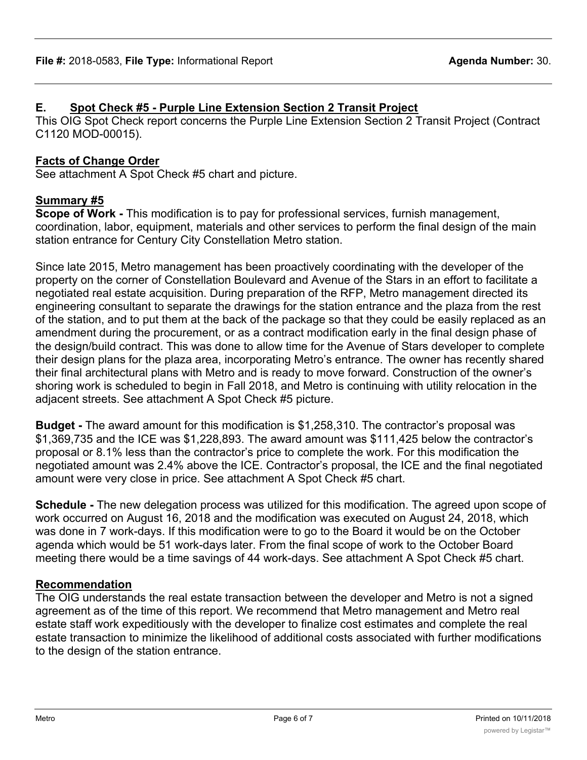## E. Spot Check #5 - Purple Line Extension Section 2 Transit Project

This OIG Spot Check report concerns the Purple Line Extension Section 2 Transit Project (Contract C1120 MOD-00015).

### Facts of Change Order

See attachment A Spot Check #5 chart and picture.

### Summary #5

**Scope of Work -** This modification is to pay for professional services, furnish management, coordination, labor, equipment, materials and other services to perform the final design of the main station entrance for Century City Constellation Metro station.

Since late 2015, Metro management has been proactively coordinating with the developer of the property on the corner of Constellation Boulevard and Avenue of the Stars in an effort to facilitate a negotiated real estate acquisition. During preparation of the RFP, Metro management directed its engineering consultant to separate the drawings for the station entrance and the plaza from the rest of the station, and to put them at the back of the package so that they could be easily replaced as an amendment during the procurement, or as a contract modification early in the final design phase of the design/build contract. This was done to allow time for the Avenue of Stars developer to complete their design plans for the plaza area, incorporating Metro's entrance. The owner has recently shared their final architectural plans with Metro and is ready to move forward. Construction of the owner's shoring work is scheduled to begin in Fall 2018, and Metro is continuing with utility relocation in the adjacent streets. See attachment A Spot Check #5 picture.

**Budget -** The award amount for this modification is $1,258,310. The contractor's proposal was $1,369,735 and the ICE was $1,228,893. The award amount was $111,425 below the contractor's proposal or 8.1% less than the contractor's price to complete the work. For this modification the negotiated amount was 2.4% above the ICE. Contractor's proposal, the ICE and the final negotiated amount were very close in price. See attachment A Spot Check #5 chart.

**Schedule -** The new delegation process was utilized for this modification. The agreed upon scope of work occurred on August 16, 2018 and the modification was executed on August 24, 2018, which was done in 7 work-days. If this modification were to go to the Board it would be on the October agenda which would be 51 work-days later. From the final scope of work to the October Board meeting there would be a time savings of 44 work-days. See attachment A Spot Check #5 chart.

### Recommendation

The OIG understands the real estate transaction between the developer and Metro is not a signed agreement as of the time of this report. We recommend that Metro management and Metro real estate staff work expeditiously with the developer to finalize cost estimates and complete the real estate transaction to minimize the likelihood of additional costs associated with further modifications to the design of the station entrance.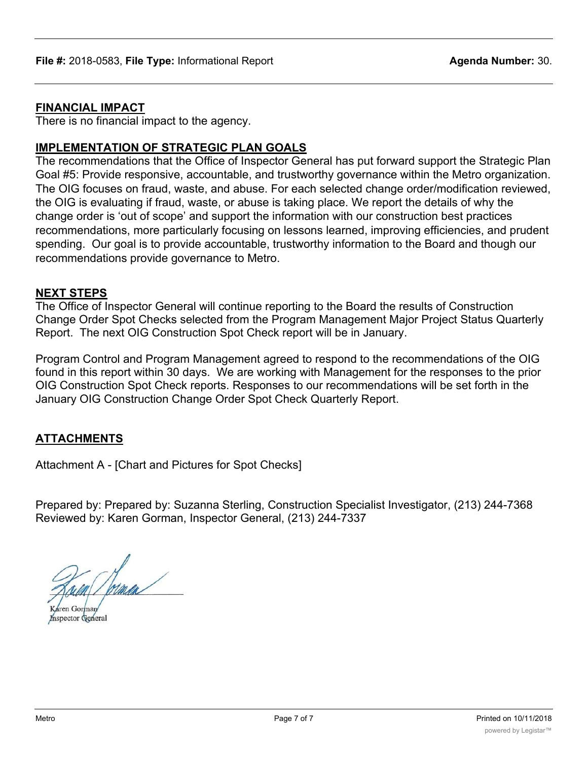**File #:** 2018-0583, **File Type:** Informational Report **Agenda Number:** 30.

## FINANCIAL IMPACT

There is no financial impact to the agency.

## IMPLEMENTATION OF STRATEGIC PLAN GOALS

The recommendations that the Office of Inspector General has put forward support the Strategic Plan Goal #5: Provide responsive, accountable, and trustworthy governance within the Metro organization. The OIG focuses on fraud, waste, and abuse. For each selected change order/modification reviewed, the OIG is evaluating if fraud, waste, or abuse is taking place. We report the details of why the change order is 'out of scope' and support the information with our construction best practices recommendations, more particularly focusing on lessons learned, improving efficiencies, and prudent spending. Our goal is to provide accountable, trustworthy information to the Board and though our recommendations provide governance to Metro.

## NEXT STEPS

The Office of Inspector General will continue reporting to the Board the results of Construction Change Order Spot Checks selected from the Program Management Major Project Status Quarterly Report. The next OIG Construction Spot Check report will be in January.

Program Control and Program Management agreed to respond to the recommendations of the OIG found in this report within 30 days. We are working with Management for the responses to the prior OIG Construction Spot Check reports. Responses to our recommendations will be set forth in the January OIG Construction Change Order Spot Check Quarterly Report.

## ATTACHMENTS

Attachment A - [Chart and Pictures for Spot Checks]

Prepared by: Prepared by: Suzanna Sterling, Construction Specialist Investigator, (213) 244-7368
Reviewed by: Karen Gorman, Inspector General, (213) 244-7337

Karen Gorman
Inspector General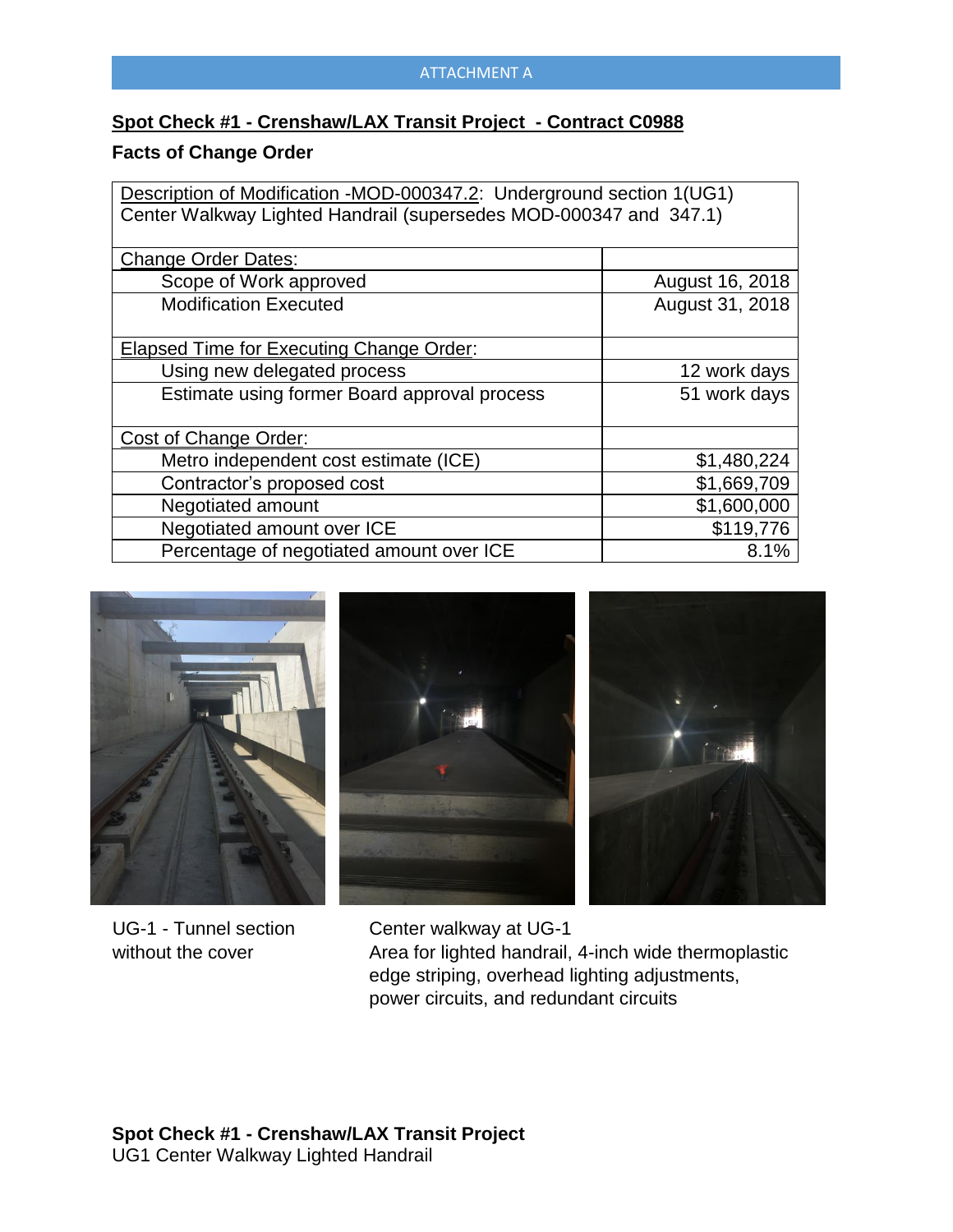ATTACHMENT A

## Spot Check #1 - Crenshaw/LAX Transit Project - Contract C0988

### Facts of Change Order

| Description of Modification -MOD-000347.2: Underground section 1(UG1) Center Walkway Lighted Handrail (supersedes MOD-000347 and 347.1) | |
|---|---|
| **Change Order Dates:** | |
| Scope of Work approved | August 16, 2018 |
| Modification Executed | August 31, 2018 |
| **Elapsed Time for Executing Change Order:** | |
| Using new delegated process | 12 work days |
| Estimate using former Board approval process | 51 work days |
| **Cost of Change Order:** | |
| Metro independent cost estimate (ICE) | $1,480,224 |
| Contractor's proposed cost | $1,669,709 |
| Negotiated amount | $1,600,000 |
| Negotiated amount over ICE | $119,776 |
| Percentage of negotiated amount over ICE | 8.1% |

UG-1 - Tunnel section without the cover

Center walkway at UG-1
Area for lighted handrail, 4-inch wide thermoplastic edge striping, overhead lighting adjustments, power circuits, and redundant circuits

**Spot Check #1 - Crenshaw/LAX Transit Project**
UG1 Center Walkway Lighted Handrail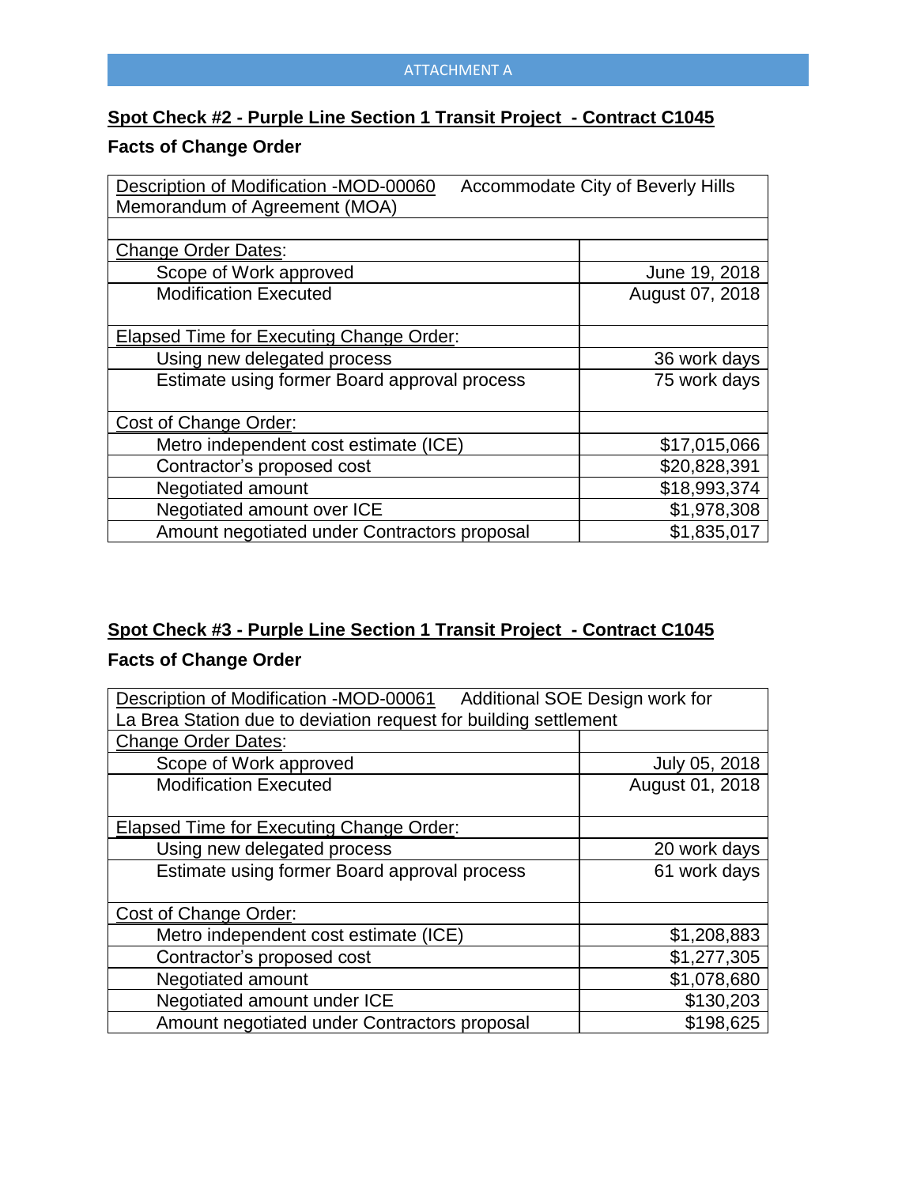ATTACHMENT A

**Spot Check #2 - Purple Line Section 1 Transit Project - Contract C1045**

**Facts of Change Order**

| Description of Modification -MOD-00060 Accommodate City of Beverly Hills Memorandum of Agreement (MOA) | |
|---|---|
| Change Order Dates: | |
| Scope of Work approved | June 19, 2018 |
| Modification Executed | August 07, 2018 |
| Elapsed Time for Executing Change Order: | |
| Using new delegated process | 36 work days |
| Estimate using former Board approval process | 75 work days |
| Cost of Change Order: | |
| Metro independent cost estimate (ICE) | $17,015,066 |
| Contractor's proposed cost | $20,828,391 |
| Negotiated amount | $18,993,374 |
| Negotiated amount over ICE | $1,978,308 |
| Amount negotiated under Contractors proposal | $1,835,017 |

**Spot Check #3 - Purple Line Section 1 Transit Project - Contract C1045**

**Facts of Change Order**

| Description of Modification -MOD-00061 Additional SOE Design work for La Brea Station due to deviation request for building settlement | |
|---|---|
| Change Order Dates: | |
| Scope of Work approved | July 05, 2018 |
| Modification Executed | August 01, 2018 |
| Elapsed Time for Executing Change Order: | |
| Using new delegated process | 20 work days |
| Estimate using former Board approval process | 61 work days |
| Cost of Change Order: | |
| Metro independent cost estimate (ICE) | $1,208,883 |
| Contractor's proposed cost | $1,277,305 |
| Negotiated amount | $1,078,680 |
| Negotiated amount under ICE | $130,203 |
| Amount negotiated under Contractors proposal | $198,625 |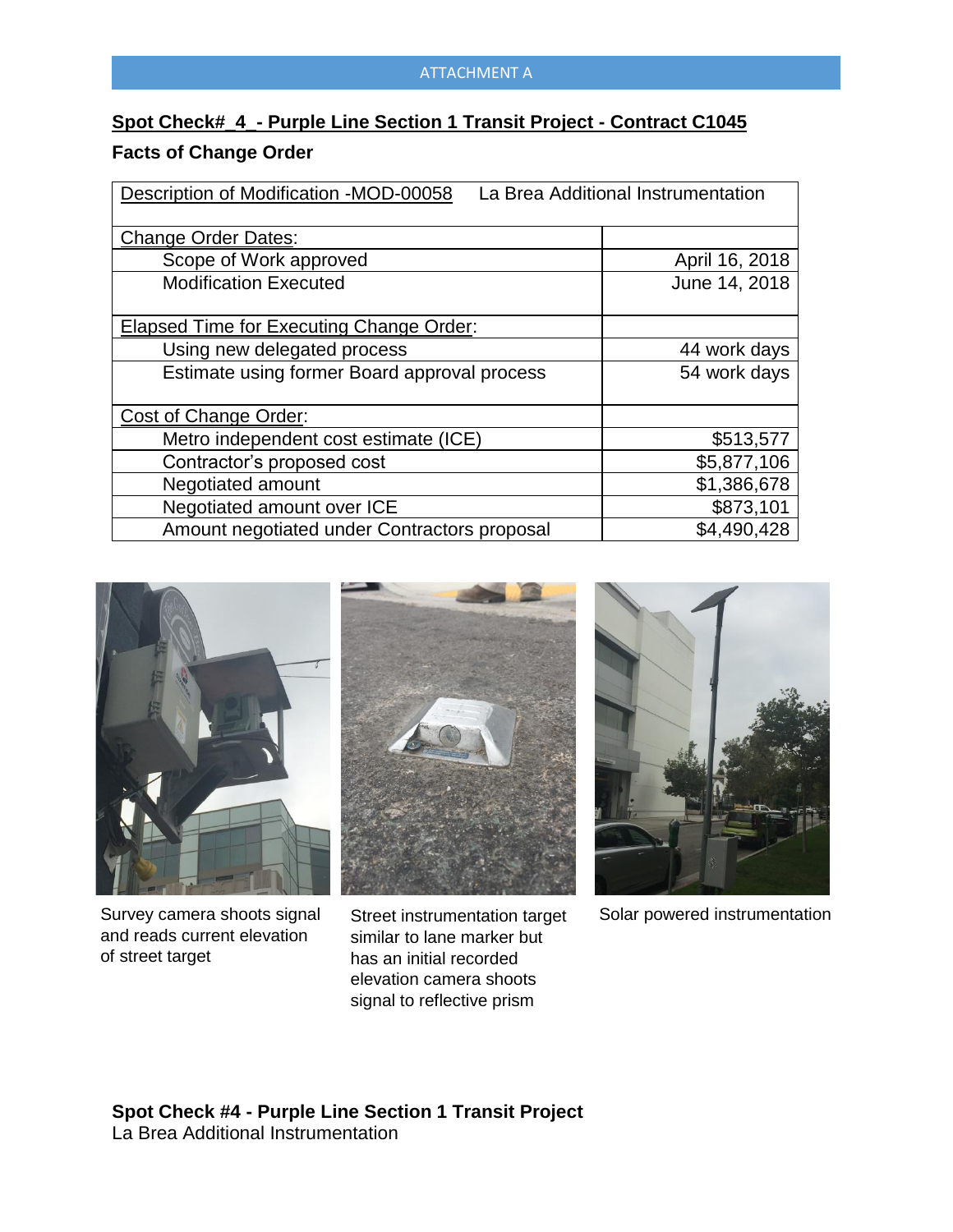ATTACHMENT A

**Spot Check#_4_- Purple Line Section 1 Transit Project - Contract C1045**

**Facts of Change Order**

| Description of Modification -MOD-00058 La Brea Additional Instrumentation | |
|---|---|
| Change Order Dates: | |
| Scope of Work approved | April 16, 2018 |
| Modification Executed | June 14, 2018 |
| Elapsed Time for Executing Change Order: | |
| Using new delegated process | 44 work days |
| Estimate using former Board approval process | 54 work days |
| Cost of Change Order: | |
| Metro independent cost estimate (ICE) | $513,577 |
| Contractor's proposed cost | $5,877,106 |
| Negotiated amount | $1,386,678 |
| Negotiated amount over ICE | $873,101 |
| Amount negotiated under Contractors proposal | $4,490,428 |

Survey camera shoots signal and reads current elevation of street target

Street instrumentation target similar to lane marker but has an initial recorded elevation camera shoots signal to reflective prism

Solar powered instrumentation

**Spot Check #4 - Purple Line Section 1 Transit Project**
La Brea Additional Instrumentation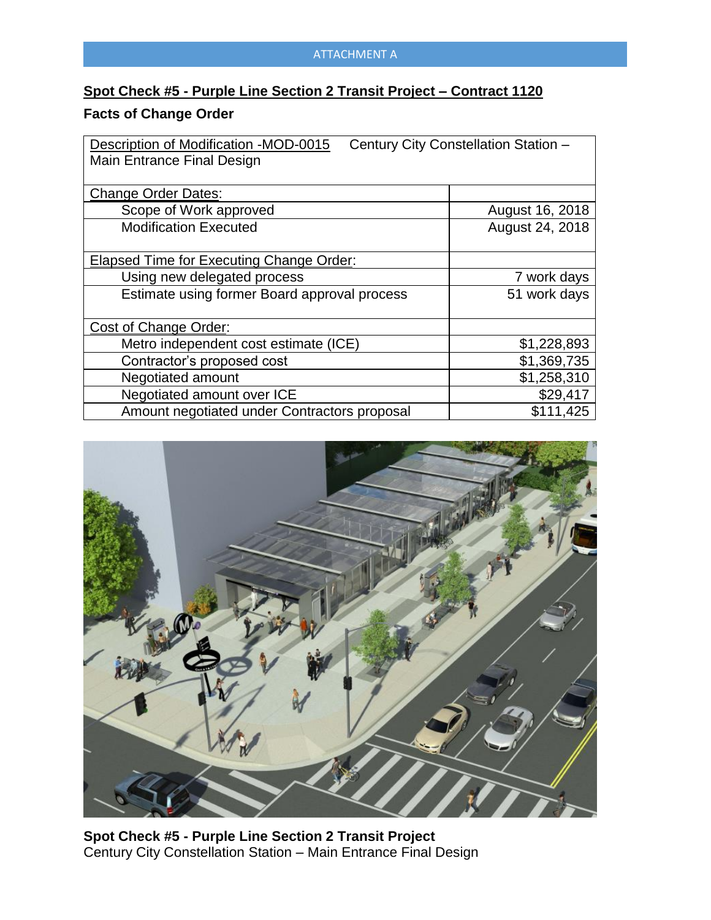ATTACHMENT A

## Spot Check #5 - Purple Line Section 2 Transit Project – Contract 1120

### Facts of Change Order

| | |
|---|---|
| Description of Modification -MOD-0015 Century City Constellation Station – Main Entrance Final Design | |
| Change Order Dates: | |
| Scope of Work approved | August 16, 2018 |
| Modification Executed | August 24, 2018 |
| Elapsed Time for Executing Change Order: | |
| Using new delegated process | 7 work days |
| Estimate using former Board approval process | 51 work days |
| Cost of Change Order: | |
| Metro independent cost estimate (ICE) | $1,228,893 |
| Contractor's proposed cost | $1,369,735 |
| Negotiated amount | $1,258,310 |
| Negotiated amount over ICE | $29,417 |
| Amount negotiated under Contractors proposal | $111,425 |

**Spot Check #5 - Purple Line Section 2 Transit Project**
Century City Constellation Station – Main Entrance Final Design